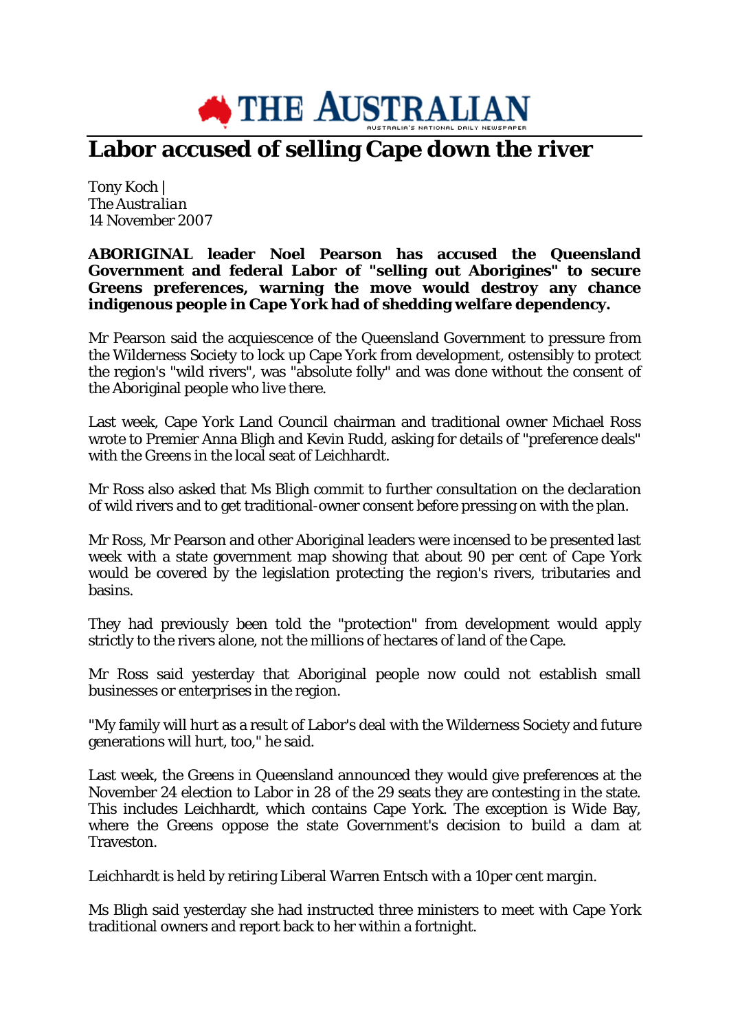THE AUSTRALIAN

AUSTRALIA'S NATIONAL DAILY NEWSPAPER

# Labor accused of selling Cape down the river

Tony Koch |
*The Australian*
14 November 2007

**ABORIGINAL leader Noel Pearson has accused the Queensland Government and federal Labor of "selling out Aborigines" to secure Greens preferences, warning the move would destroy any chance indigenous people in Cape York had of shedding welfare dependency.**

Mr Pearson said the acquiescence of the Queensland Government to pressure from the Wilderness Society to lock up Cape York from development, ostensibly to protect the region's "wild rivers", was "absolute folly" and was done without the consent of the Aboriginal people who live there.

Last week, Cape York Land Council chairman and traditional owner Michael Ross wrote to Premier Anna Bligh and Kevin Rudd, asking for details of "preference deals" with the Greens in the local seat of Leichhardt.

Mr Ross also asked that Ms Bligh commit to further consultation on the declaration of wild rivers and to get traditional-owner consent before pressing on with the plan.

Mr Ross, Mr Pearson and other Aboriginal leaders were incensed to be presented last week with a state government map showing that about 90 per cent of Cape York would be covered by the legislation protecting the region's rivers, tributaries and basins.

They had previously been told the "protection" from development would apply strictly to the rivers alone, not the millions of hectares of land of the Cape.

Mr Ross said yesterday that Aboriginal people now could not establish small businesses or enterprises in the region.

"My family will hurt as a result of Labor's deal with the Wilderness Society and future generations will hurt, too," he said.

Last week, the Greens in Queensland announced they would give preferences at the November 24 election to Labor in 28 of the 29 seats they are contesting in the state. This includes Leichhardt, which contains Cape York. The exception is Wide Bay, where the Greens oppose the state Government's decision to build a dam at Traveston.

Leichhardt is held by retiring Liberal Warren Entsch with a 10per cent margin.

Ms Bligh said yesterday she had instructed three ministers to meet with Cape York traditional owners and report back to her within a fortnight.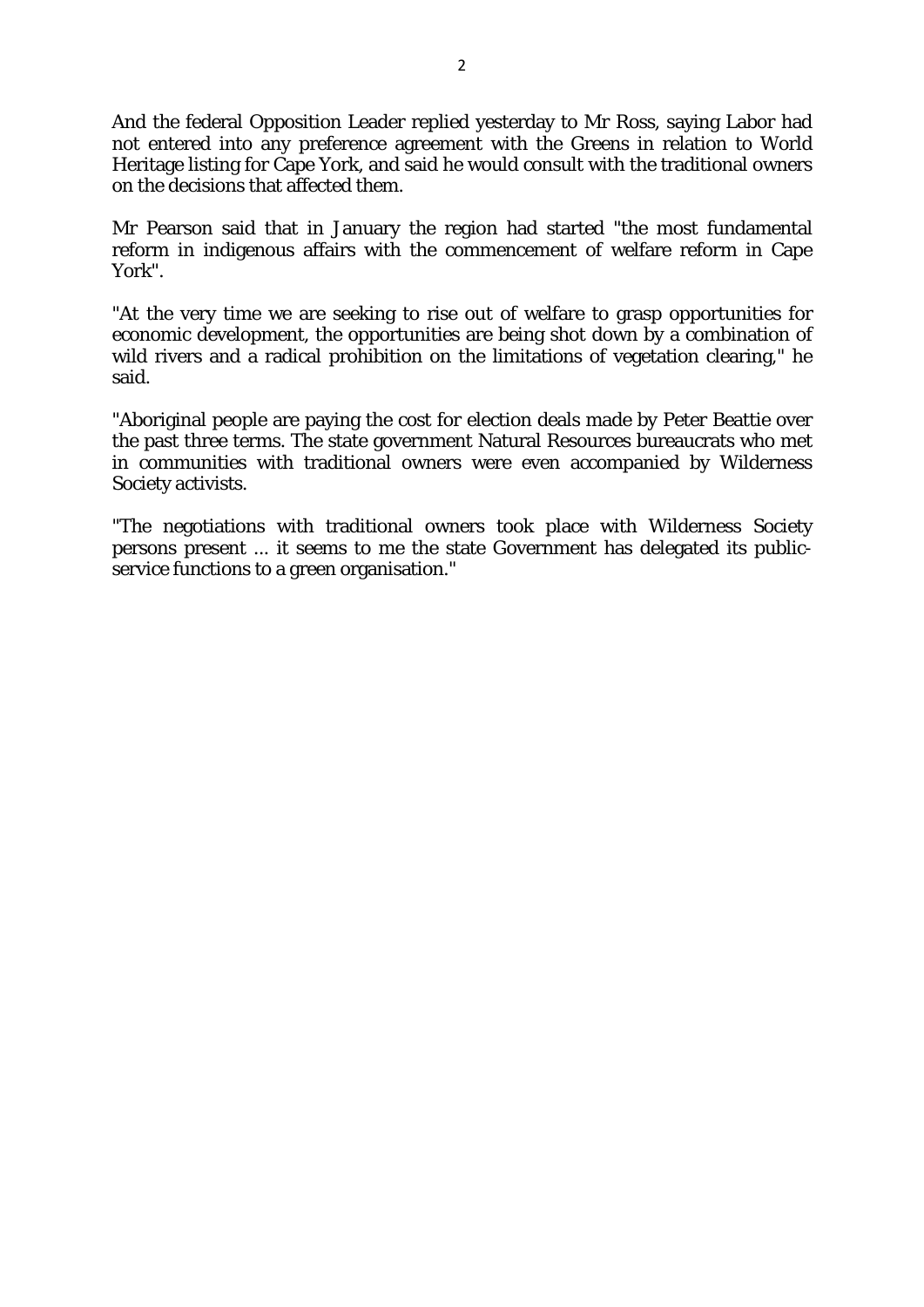And the federal Opposition Leader replied yesterday to Mr Ross, saying Labor had not entered into any preference agreement with the Greens in relation to World Heritage listing for Cape York, and said he would consult with the traditional owners on the decisions that affected them.

Mr Pearson said that in January the region had started "the most fundamental reform in indigenous affairs with the commencement of welfare reform in Cape York".

"At the very time we are seeking to rise out of welfare to grasp opportunities for economic development, the opportunities are being shot down by a combination of wild rivers and a radical prohibition on the limitations of vegetation clearing," he said.

"Aboriginal people are paying the cost for election deals made by Peter Beattie over the past three terms. The state government Natural Resources bureaucrats who met in communities with traditional owners were even accompanied by Wilderness Society activists.

"The negotiations with traditional owners took place with Wilderness Society persons present ... it seems to me the state Government has delegated its public-service functions to a green organisation."